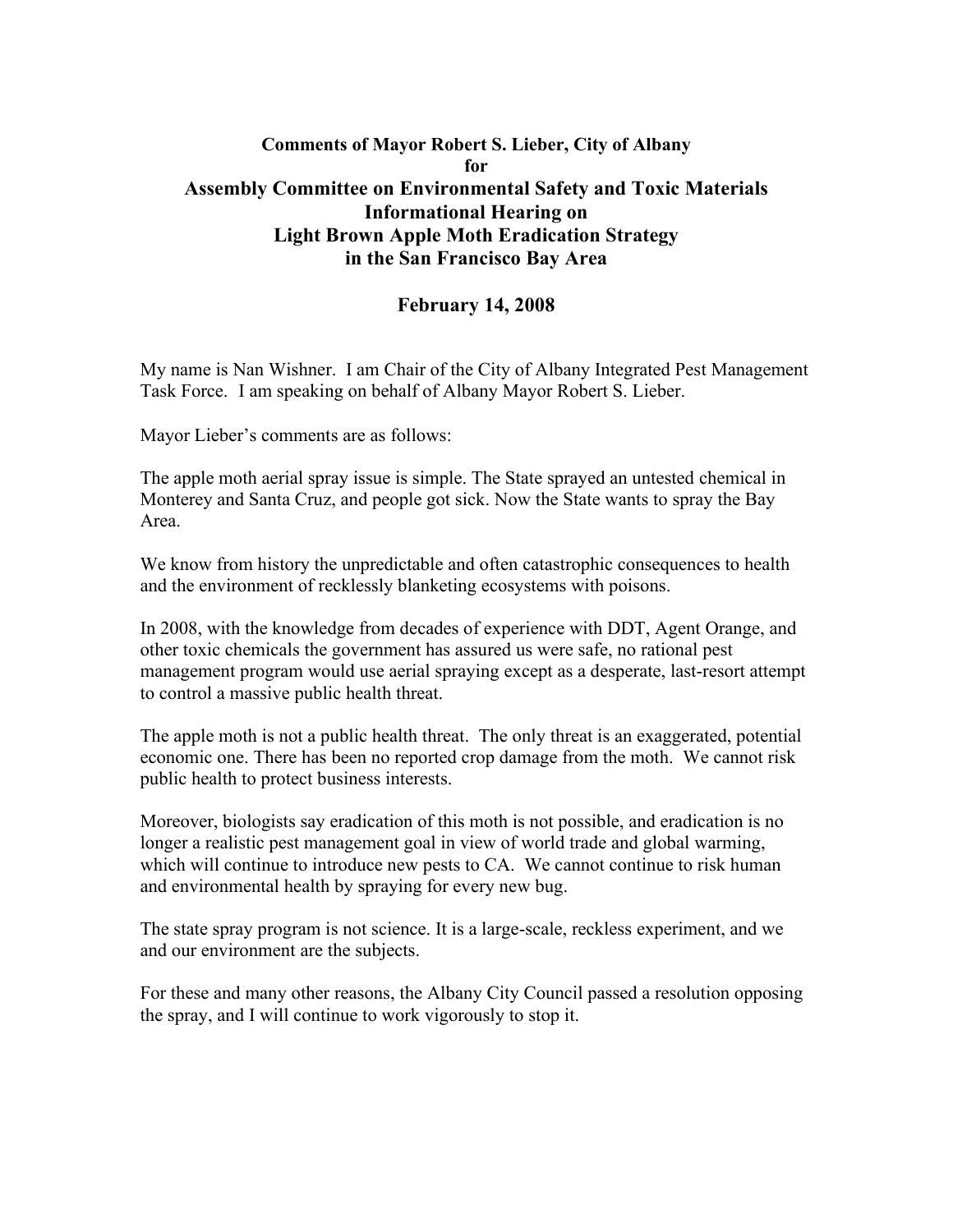**Comments of Mayor Robert S. Lieber, City of Albany**
**for**

# Assembly Committee on Environmental Safety and Toxic Materials Informational Hearing on Light Brown Apple Moth Eradication Strategy in the San Francisco Bay Area

## February 14, 2008

My name is Nan Wishner. I am Chair of the City of Albany Integrated Pest Management Task Force. I am speaking on behalf of Albany Mayor Robert S. Lieber.

Mayor Lieber's comments are as follows:

The apple moth aerial spray issue is simple. The State sprayed an untested chemical in Monterey and Santa Cruz, and people got sick. Now the State wants to spray the Bay Area.

We know from history the unpredictable and often catastrophic consequences to health and the environment of recklessly blanketing ecosystems with poisons.

In 2008, with the knowledge from decades of experience with DDT, Agent Orange, and other toxic chemicals the government has assured us were safe, no rational pest management program would use aerial spraying except as a desperate, last-resort attempt to control a massive public health threat.

The apple moth is not a public health threat. The only threat is an exaggerated, potential economic one. There has been no reported crop damage from the moth. We cannot risk public health to protect business interests.

Moreover, biologists say eradication of this moth is not possible, and eradication is no longer a realistic pest management goal in view of world trade and global warming, which will continue to introduce new pests to CA. We cannot continue to risk human and environmental health by spraying for every new bug.

The state spray program is not science. It is a large-scale, reckless experiment, and we and our environment are the subjects.

For these and many other reasons, the Albany City Council passed a resolution opposing the spray, and I will continue to work vigorously to stop it.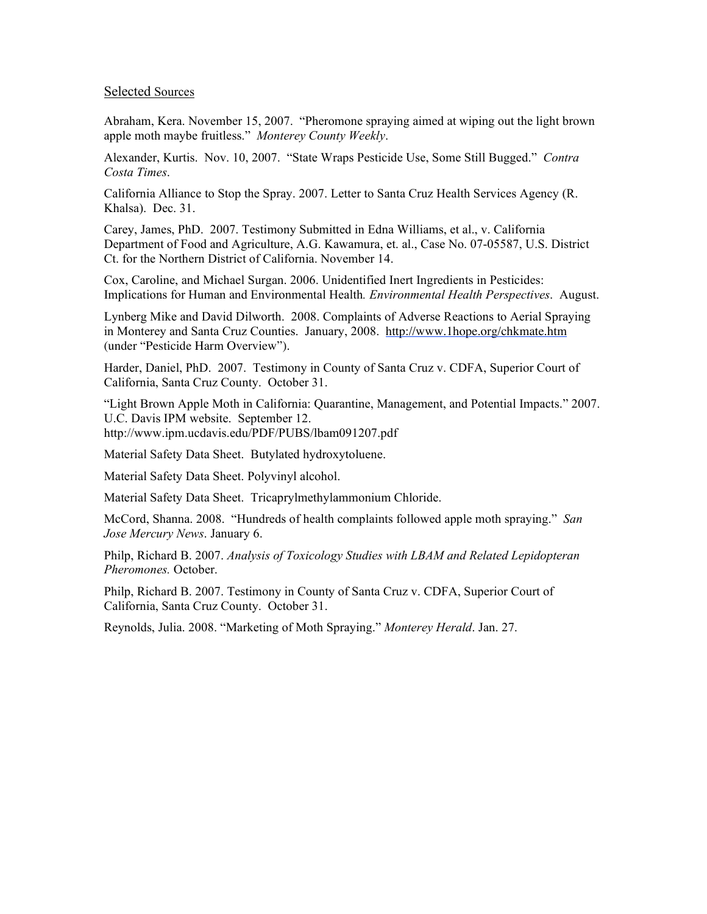## Selected Sources

Abraham, Kera. November 15, 2007. "Pheromone spraying aimed at wiping out the light brown apple moth maybe fruitless." *Monterey County Weekly*.

Alexander, Kurtis. Nov. 10, 2007. "State Wraps Pesticide Use, Some Still Bugged." *Contra Costa Times*.

California Alliance to Stop the Spray. 2007. Letter to Santa Cruz Health Services Agency (R. Khalsa). Dec. 31.

Carey, James, PhD. 2007. Testimony Submitted in Edna Williams, et al., v. California Department of Food and Agriculture, A.G. Kawamura, et. al., Case No. 07-05587, U.S. District Ct. for the Northern District of California. November 14.

Cox, Caroline, and Michael Surgan. 2006. Unidentified Inert Ingredients in Pesticides: Implications for Human and Environmental Health*. Environmental Health Perspectives*. August.

Lynberg Mike and David Dilworth. 2008. Complaints of Adverse Reactions to Aerial Spraying in Monterey and Santa Cruz Counties. January, 2008. http://www.1hope.org/chkmate.htm (under "Pesticide Harm Overview").

Harder, Daniel, PhD. 2007. Testimony in County of Santa Cruz v. CDFA, Superior Court of California, Santa Cruz County. October 31.

"Light Brown Apple Moth in California: Quarantine, Management, and Potential Impacts." 2007. U.C. Davis IPM website. September 12. http://www.ipm.ucdavis.edu/PDF/PUBS/lbam091207.pdf

Material Safety Data Sheet. Butylated hydroxytoluene.

Material Safety Data Sheet. Polyvinyl alcohol.

Material Safety Data Sheet. Tricaprylmethylammonium Chloride.

McCord, Shanna. 2008. "Hundreds of health complaints followed apple moth spraying." *San Jose Mercury News*. January 6.

Philp, Richard B. 2007. *Analysis of Toxicology Studies with LBAM and Related Lepidopteran Pheromones.* October.

Philp, Richard B. 2007. Testimony in County of Santa Cruz v. CDFA, Superior Court of California, Santa Cruz County. October 31.

Reynolds, Julia. 2008. "Marketing of Moth Spraying." *Monterey Herald*. Jan. 27.